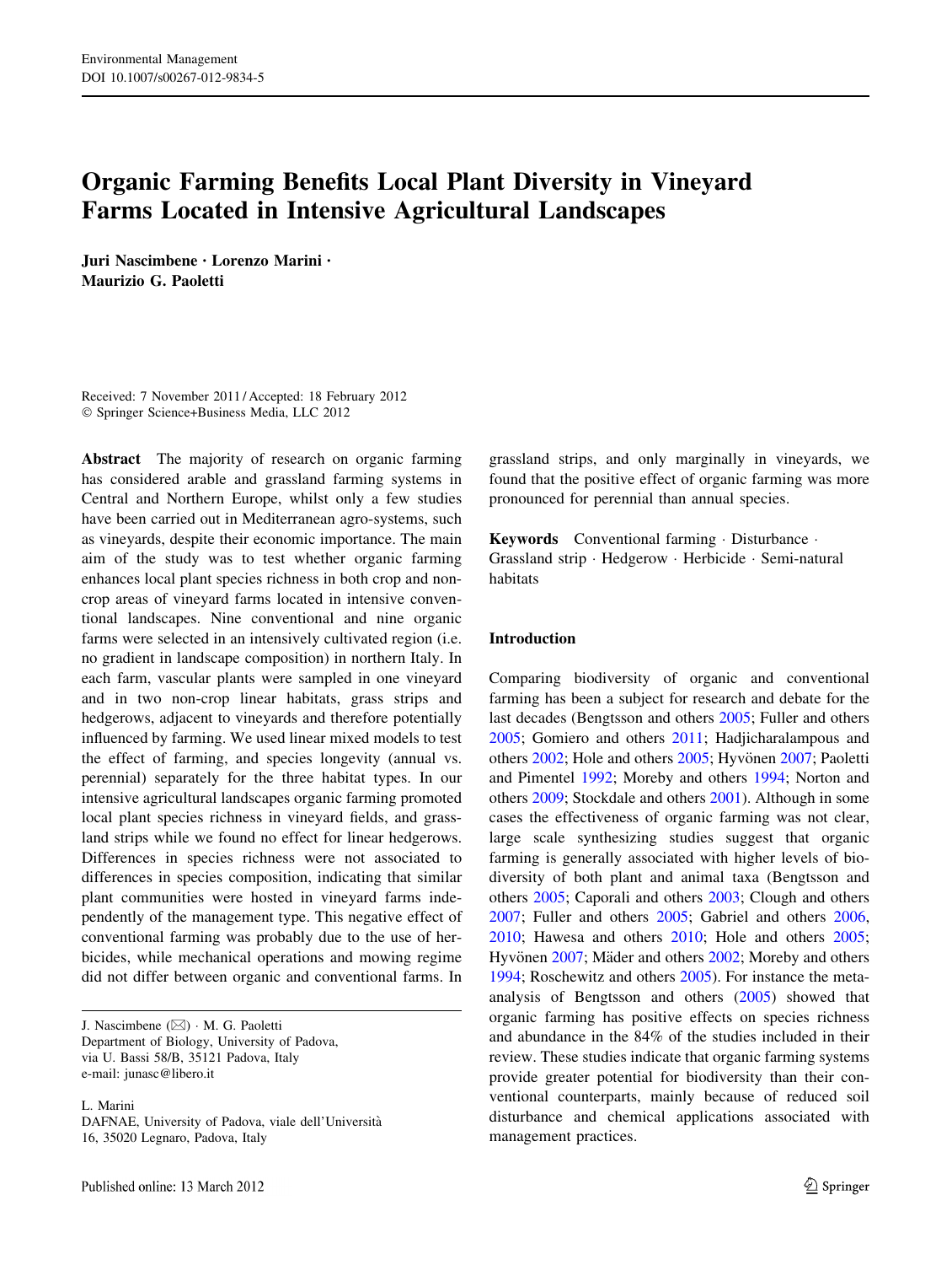# Organic Farming Benefits Local Plant Diversity in Vineyard Farms Located in Intensive Agricultural Landscapes

**Juri Nascimbene · Lorenzo Marini · Maurizio G. Paoletti**

Received: 7 November 2011 / Accepted: 18 February 2012
© Springer Science+Business Media, LLC 2012

**Abstract** The majority of research on organic farming has considered arable and grassland farming systems in Central and Northern Europe, whilst only a few studies have been carried out in Mediterranean agro-systems, such as vineyards, despite their economic importance. The main aim of the study was to test whether organic farming enhances local plant species richness in both crop and non-crop areas of vineyard farms located in intensive conventional landscapes. Nine conventional and nine organic farms were selected in an intensively cultivated region (i.e. no gradient in landscape composition) in northern Italy. In each farm, vascular plants were sampled in one vineyard and in two non-crop linear habitats, grass strips and hedgerows, adjacent to vineyards and therefore potentially influenced by farming. We used linear mixed models to test the effect of farming, and species longevity (annual vs. perennial) separately for the three habitat types. In our intensive agricultural landscapes organic farming promoted local plant species richness in vineyard fields, and grassland strips while we found no effect for linear hedgerows. Differences in species richness were not associated to differences in species composition, indicating that similar plant communities were hosted in vineyard farms independently of the management type. This negative effect of conventional farming was probably due to the use of herbicides, while mechanical operations and mowing regime did not differ between organic and conventional farms. In grassland strips, and only marginally in vineyards, we found that the positive effect of organic farming was more pronounced for perennial than annual species.

**Keywords** Conventional farming · Disturbance · Grassland strip · Hedgerow · Herbicide · Semi-natural habitats

J. Nascimbene (✉) · M. G. Paoletti
Department of Biology, University of Padova, via U. Bassi 58/B, 35121 Padova, Italy
e-mail: junasc@libero.it

L. Marini
DAFNAE, University of Padova, viale dell'Università 16, 35020 Legnaro, Padova, Italy

## Introduction

Comparing biodiversity of organic and conventional farming has been a subject for research and debate for the last decades (Bengtsson and others 2005; Fuller and others 2005; Gomiero and others 2011; Hadjicharalampous and others 2002; Hole and others 2005; Hyvönen 2007; Paoletti and Pimentel 1992; Moreby and others 1994; Norton and others 2009; Stockdale and others 2001). Although in some cases the effectiveness of organic farming was not clear, large scale synthesizing studies suggest that organic farming is generally associated with higher levels of biodiversity of both plant and animal taxa (Bengtsson and others 2005; Caporali and others 2003; Clough and others 2007; Fuller and others 2005; Gabriel and others 2006, 2010; Hawesa and others 2010; Hole and others 2005; Hyvönen 2007; Mäder and others 2002; Moreby and others 1994; Roschewitz and others 2005). For instance the meta-analysis of Bengtsson and others (2005) showed that organic farming has positive effects on species richness and abundance in the 84% of the studies included in their review. These studies indicate that organic farming systems provide greater potential for biodiversity than their conventional counterparts, mainly because of reduced soil disturbance and chemical applications associated with management practices.

Published online: 13 March 2012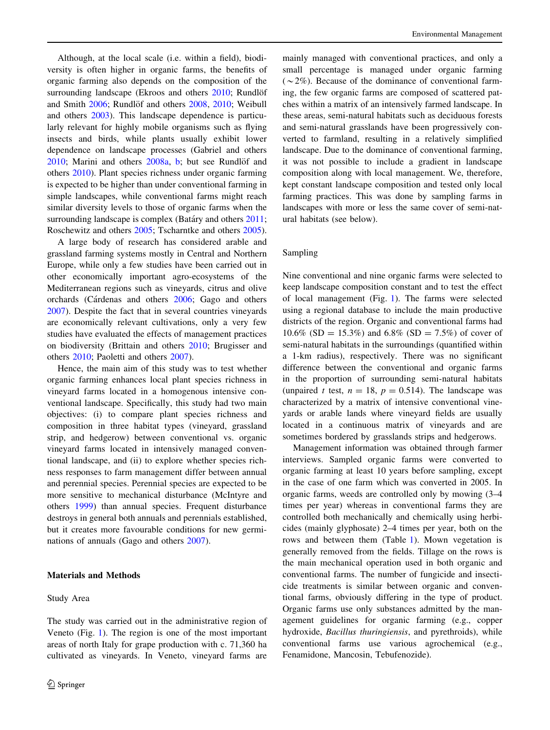Although, at the local scale (i.e. within a field), biodiversity is often higher in organic farms, the benefits of organic farming also depends on the composition of the surrounding landscape (Ekroos and others 2010; Rundlöf and Smith 2006; Rundlöf and others 2008, 2010; Weibull and others 2003). This landscape dependence is particularly relevant for highly mobile organisms such as flying insects and birds, while plants usually exhibit lower dependence on landscape processes (Gabriel and others 2010; Marini and others 2008a, b; but see Rundlöf and others 2010). Plant species richness under organic farming is expected to be higher than under conventional farming in simple landscapes, while conventional farms might reach similar diversity levels to those of organic farms when the surrounding landscape is complex (Batáry and others 2011; Roschewitz and others 2005; Tscharntke and others 2005).

A large body of research has considered arable and grassland farming systems mostly in Central and Northern Europe, while only a few studies have been carried out in other economically important agro-ecosystems of the Mediterranean regions such as vineyards, citrus and olive orchards (Cárdenas and others 2006; Gago and others 2007). Despite the fact that in several countries vineyards are economically relevant cultivations, only a very few studies have evaluated the effects of management practices on biodiversity (Brittain and others 2010; Brugisser and others 2010; Paoletti and others 2007).

Hence, the main aim of this study was to test whether organic farming enhances local plant species richness in vineyard farms located in a homogenous intensive conventional landscape. Specifically, this study had two main objectives: (i) to compare plant species richness and composition in three habitat types (vineyard, grassland strip, and hedgerow) between conventional vs. organic vineyard farms located in intensively managed conventional landscape, and (ii) to explore whether species richness responses to farm management differ between annual and perennial species. Perennial species are expected to be more sensitive to mechanical disturbance (McIntyre and others 1999) than annual species. Frequent disturbance destroys in general both annuals and perennials established, but it creates more favourable conditions for new germinations of annuals (Gago and others 2007).

## Materials and Methods

### Study Area

The study was carried out in the administrative region of Veneto (Fig. 1). The region is one of the most important areas of north Italy for grape production with c. 71,360 ha cultivated as vineyards. In Veneto, vineyard farms are mainly managed with conventional practices, and only a small percentage is managed under organic farming (~2%). Because of the dominance of conventional farming, the few organic farms are composed of scattered patches within a matrix of an intensively farmed landscape. In these areas, semi-natural habitats such as deciduous forests and semi-natural grasslands have been progressively converted to farmland, resulting in a relatively simplified landscape. Due to the dominance of conventional farming, it was not possible to include a gradient in landscape composition along with local management. We, therefore, kept constant landscape composition and tested only local farming practices. This was done by sampling farms in landscapes with more or less the same cover of semi-natural habitats (see below).

### Sampling

Nine conventional and nine organic farms were selected to keep landscape composition constant and to test the effect of local management (Fig. 1). The farms were selected using a regional database to include the main productive districts of the region. Organic and conventional farms had 10.6% (SD = 15.3%) and 6.8% (SD = 7.5%) of cover of semi-natural habitats in the surroundings (quantified within a 1-km radius), respectively. There was no significant difference between the conventional and organic farms in the proportion of surrounding semi-natural habitats (unpaired $t$ test, $n = 18$, $p = 0.514$). The landscape was characterized by a matrix of intensive conventional vineyards or arable lands where vineyard fields are usually located in a continuous matrix of vineyards and are sometimes bordered by grasslands strips and hedgerows.

Management information was obtained through farmer interviews. Sampled organic farms were converted to organic farming at least 10 years before sampling, except in the case of one farm which was converted in 2005. In organic farms, weeds are controlled only by mowing (3–4 times per year) whereas in conventional farms they are controlled both mechanically and chemically using herbicides (mainly glyphosate) 2–4 times per year, both on the rows and between them (Table 1). Mown vegetation is generally removed from the fields. Tillage on the rows is the main mechanical operation used in both organic and conventional farms. The number of fungicide and insecticide treatments is similar between organic and conventional farms, obviously differing in the type of product. Organic farms use only substances admitted by the management guidelines for organic farming (e.g., copper hydroxide, *Bacillus thuringiensis*, and pyrethroids), while conventional farms use various agrochemical (e.g., Fenamidone, Mancosin, Tebufenozide).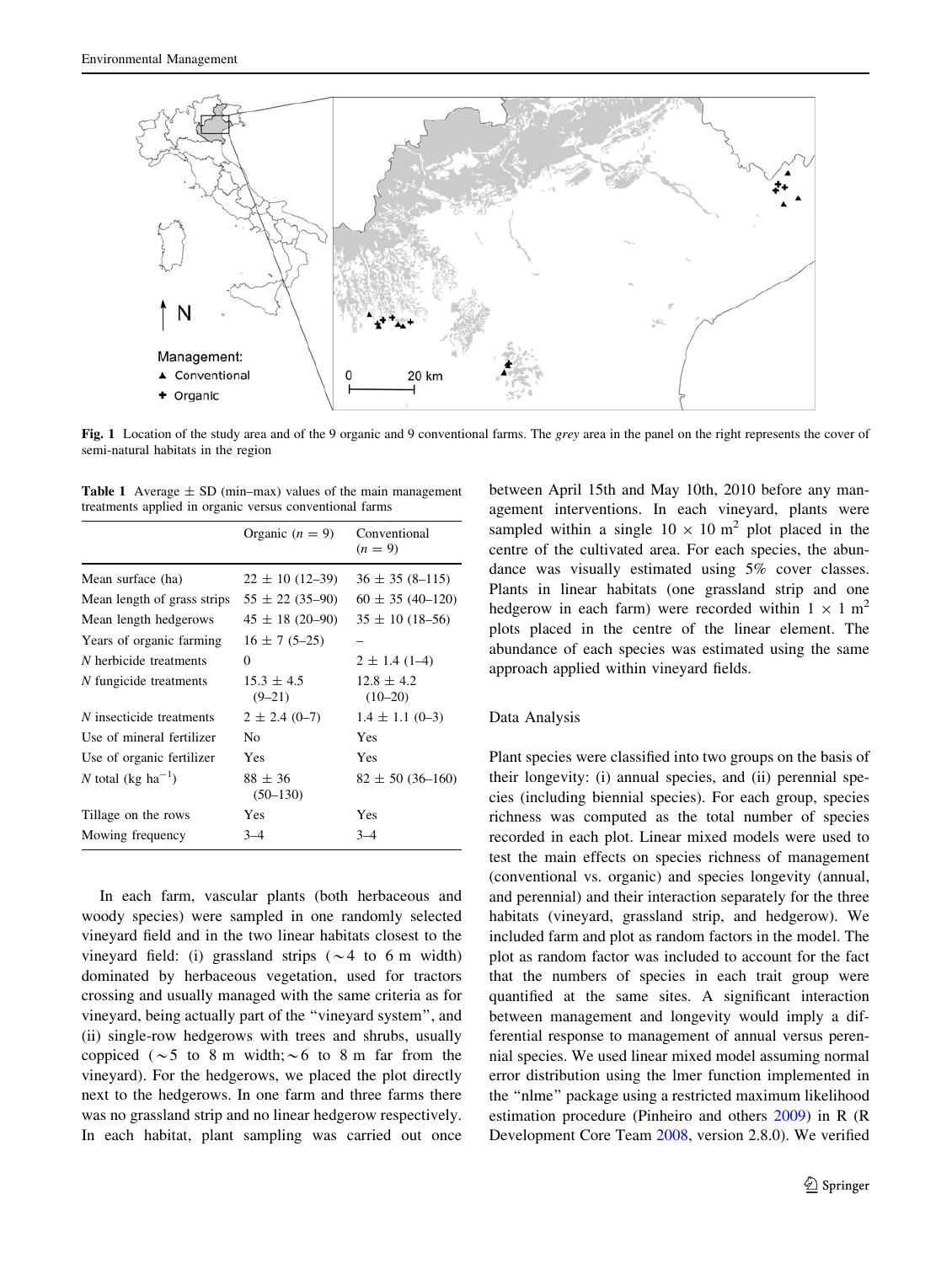Management:
▲ Conventional
✚ Organic

N

0 20 km

**Fig. 1** Location of the study area and of the 9 organic and 9 conventional farms. The *grey* area in the panel on the right represents the cover of semi-natural habitats in the region

**Table 1** Average ± SD (min–max) values of the main management treatments applied in organic versus conventional farms

| | Organic ($n = 9$) | Conventional ($n = 9$) |
|---|---|---|
| Mean surface (ha) | 22 ± 10 (12–39) | 36 ± 35 (8–115) |
| Mean length of grass strips | 55 ± 22 (35–90) | 60 ± 35 (40–120) |
| Mean length hedgerows | 45 ± 18 (20–90) | 35 ± 10 (18–56) |
| Years of organic farming | 16 ± 7 (5–25) | – |
| *N* herbicide treatments | 0 | 2 ± 1.4 (1–4) |
| *N* fungicide treatments | 15.3 ± 4.5 (9–21) | 12.8 ± 4.2 (10–20) |
| *N* insecticide treatments | 2 ± 2.4 (0–7) | 1.4 ± 1.1 (0–3) |
| Use of mineral fertilizer | No | Yes |
| Use of organic fertilizer | Yes | Yes |
| *N* total (kg $ha^{-1}$) | 88 ± 36 (50–130) | 82 ± 50 (36–160) |
| Tillage on the rows | Yes | Yes |
| Mowing frequency | 3–4 | 3–4 |

In each farm, vascular plants (both herbaceous and woody species) were sampled in one randomly selected vineyard field and in the two linear habitats closest to the vineyard field: (i) grassland strips (~4 to 6 m width) dominated by herbaceous vegetation, used for tractors crossing and usually managed with the same criteria as for vineyard, being actually part of the "vineyard system", and (ii) single-row hedgerows with trees and shrubs, usually coppiced (~5 to 8 m width; ~6 to 8 m far from the vineyard). For the hedgerows, we placed the plot directly next to the hedgerows. In one farm and three farms there was no grassland strip and no linear hedgerow respectively. In each habitat, plant sampling was carried out once between April 15th and May 10th, 2010 before any management interventions. In each vineyard, plants were sampled within a single 10 × 10 $m^2$ plot placed in the centre of the cultivated area. For each species, the abundance was visually estimated using 5% cover classes. Plants in linear habitats (one grassland strip and one hedgerow in each farm) were recorded within 1 × 1 $m^2$ plots placed in the centre of the linear element. The abundance of each species was estimated using the same approach applied within vineyard fields.

## Data Analysis

Plant species were classified into two groups on the basis of their longevity: (i) annual species, and (ii) perennial species (including biennial species). For each group, species richness was computed as the total number of species recorded in each plot. Linear mixed models were used to test the main effects on species richness of management (conventional vs. organic) and species longevity (annual, and perennial) and their interaction separately for the three habitats (vineyard, grassland strip, and hedgerow). We included farm and plot as random factors in the model. The plot as random factor was included to account for the fact that the numbers of species in each trait group were quantified at the same sites. A significant interaction between management and longevity would imply a differential response to management of annual versus perennial species. We used linear mixed model assuming normal error distribution using the lmer function implemented in the "nlme" package using a restricted maximum likelihood estimation procedure (Pinheiro and others 2009) in R (R Development Core Team 2008, version 2.8.0). We verified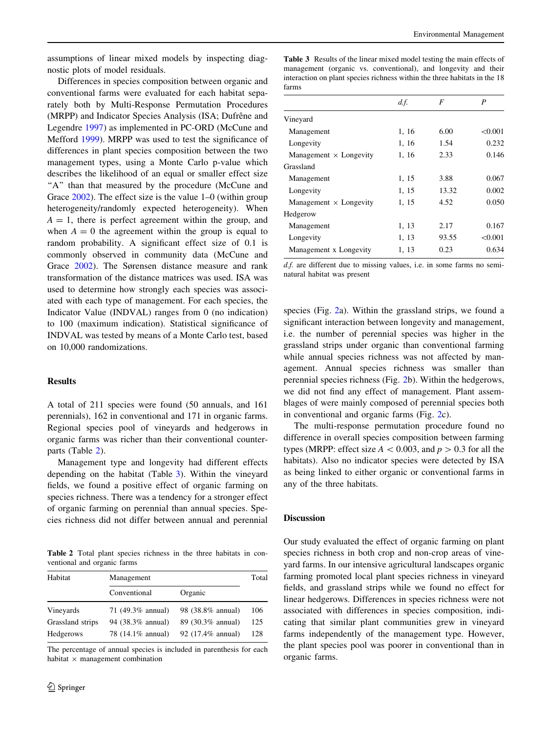assumptions of linear mixed models by inspecting diagnostic plots of model residuals.

Differences in species composition between organic and conventional farms were evaluated for each habitat separately both by Multi-Response Permutation Procedures (MRPP) and Indicator Species Analysis (ISA; Dufrêne and Legendre 1997) as implemented in PC-ORD (McCune and Mefford 1999). MRPP was used to test the significance of differences in plant species composition between the two management types, using a Monte Carlo p-value which describes the likelihood of an equal or smaller effect size "A" than that measured by the procedure (McCune and Grace 2002). The effect size is the value 1–0 (within group heterogeneity/randomly expected heterogeneity). When $A = 1$, there is perfect agreement within the group, and when $A = 0$ the agreement within the group is equal to random probability. A significant effect size of 0.1 is commonly observed in community data (McCune and Grace 2002). The Sørensen distance measure and rank transformation of the distance matrices was used. ISA was used to determine how strongly each species was associated with each type of management. For each species, the Indicator Value (INDVAL) ranges from 0 (no indication) to 100 (maximum indication). Statistical significance of INDVAL was tested by means of a Monte Carlo test, based on 10,000 randomizations.

## Results

A total of 211 species were found (50 annuals, and 161 perennials), 162 in conventional and 171 in organic farms. Regional species pool of vineyards and hedgerows in organic farms was richer than their conventional counterparts (Table 2).

Management type and longevity had different effects depending on the habitat (Table 3). Within the vineyard fields, we found a positive effect of organic farming on species richness. There was a tendency for a stronger effect of organic farming on perennial than annual species. Species richness did not differ between annual and perennial species (Fig. 2a). Within the grassland strips, we found a significant interaction between longevity and management, i.e. the number of perennial species was higher in the grassland strips under organic than conventional farming while annual species richness was not affected by management. Annual species richness was smaller than perennial species richness (Fig. 2b). Within the hedgerows, we did not find any effect of management. Plant assemblages of were mainly composed of perennial species both in conventional and organic farms (Fig. 2c).

The multi-response permutation procedure found no difference in overall species composition between farming types (MRPP: effect size $A < 0.003$, and $p > 0.3$ for all the habitats). Also no indicator species were detected by ISA as being linked to either organic or conventional farms in any of the three habitats.

**Table 2** Total plant species richness in the three habitats in conventional and organic farms

| Habitat | Management | | Total |
|---|---|---|---|
| | Conventional | Organic | |
| Vineyards | 71 (49.3% annual) | 98 (38.8% annual) | 106 |
| Grassland strips | 94 (38.3% annual) | 89 (30.3% annual) | 125 |
| Hedgerows | 78 (14.1% annual) | 92 (17.4% annual) | 128 |

The percentage of annual species is included in parenthesis for each habitat × management combination

**Table 3** Results of the linear mixed model testing the main effects of management (organic vs. conventional), and longevity and their interaction on plant species richness within the three habitats in the 18 farms

| | *d.f.* | *F* | *P* |
|---|---|---|---|
| Vineyard | | | |
| Management | 1, 16 | 6.00 | <0.001 |
| Longevity | 1, 16 | 1.54 | 0.232 |
| Management × Longevity | 1, 16 | 2.33 | 0.146 |
| Grassland | | | |
| Management | 1, 15 | 3.88 | 0.067 |
| Longevity | 1, 15 | 13.32 | 0.002 |
| Management × Longevity | 1, 15 | 4.52 | 0.050 |
| Hedgerow | | | |
| Management | 1, 13 | 2.17 | 0.167 |
| Longevity | 1, 13 | 93.55 | <0.001 |
| Management x Longevity | 1, 13 | 0.23 | 0.634 |

*d.f.* are different due to missing values, i.e. in some farms no semi-natural habitat was present

## Discussion

Our study evaluated the effect of organic farming on plant species richness in both crop and non-crop areas of vineyard farms. In our intensive agricultural landscapes organic farming promoted local plant species richness in vineyard fields, and grassland strips while we found no effect for linear hedgerows. Differences in species richness were not associated with differences in species composition, indicating that similar plant communities grew in vineyard farms independently of the management type. However, the plant species pool was poorer in conventional than in organic farms.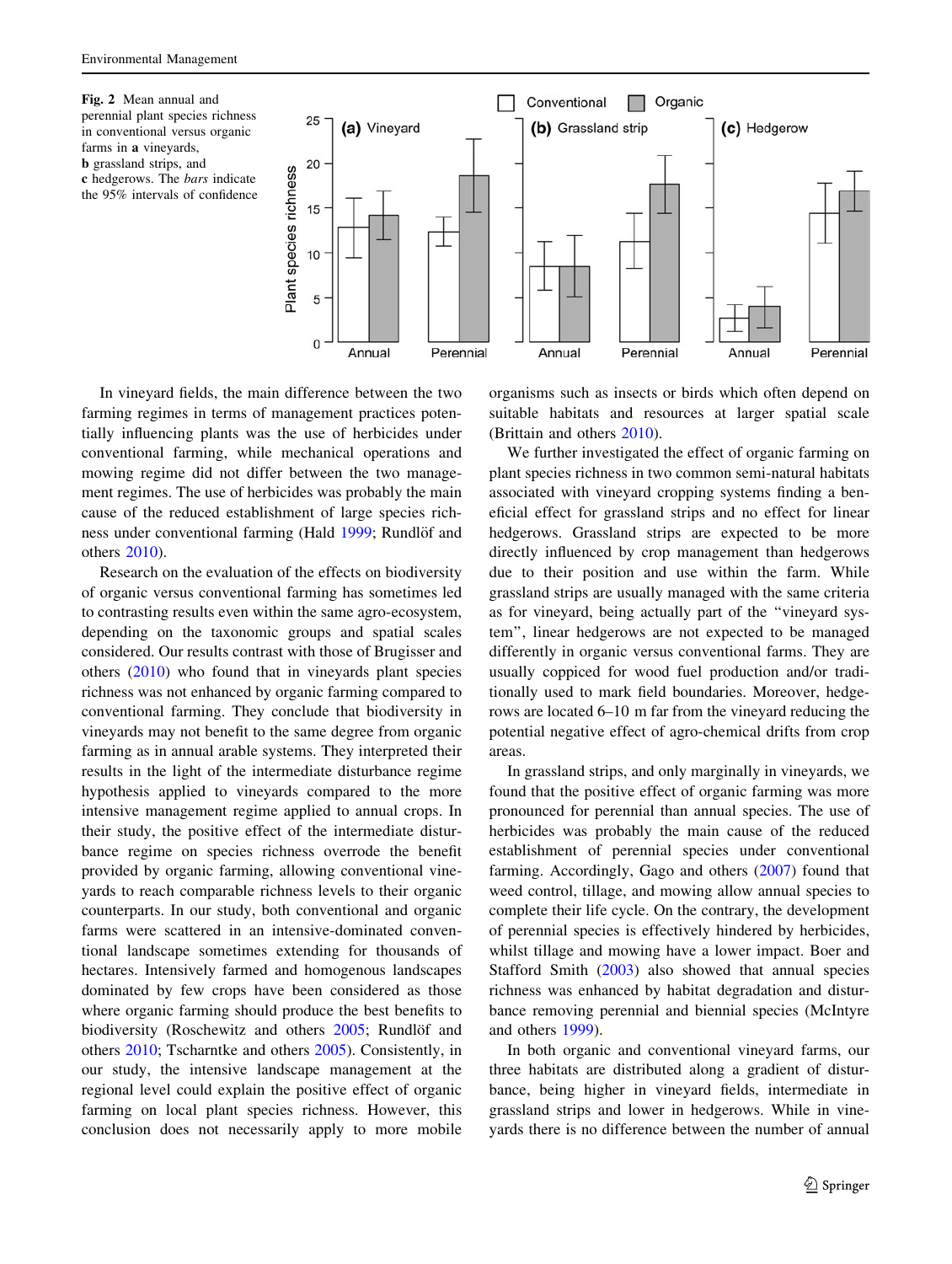Fig. 2 Mean annual and perennial plant species richness in conventional versus organic farms in **a** vineyards, **b** grassland strips, and **c** hedgerows. The *bars* indicate the 95% intervals of confidence

Conventional
Organic
(a) Vineyard
(b) Grassland strip
(c) Hedgerow
Plant species richness
0
5
10
15
20
25
Annual
Perennial
Annual
Perennial
Annual
Perennial

In vineyard fields, the main difference between the two farming regimes in terms of management practices potentially influencing plants was the use of herbicides under conventional farming, while mechanical operations and mowing regime did not differ between the two management regimes. The use of herbicides was probably the main cause of the reduced establishment of large species richness under conventional farming (Hald 1999; Rundlöf and others 2010).

Research on the evaluation of the effects on biodiversity of organic versus conventional farming has sometimes led to contrasting results even within the same agro-ecosystem, depending on the taxonomic groups and spatial scales considered. Our results contrast with those of Brugisser and others (2010) who found that in vineyards plant species richness was not enhanced by organic farming compared to conventional farming. They conclude that biodiversity in vineyards may not benefit to the same degree from organic farming as in annual arable systems. They interpreted their results in the light of the intermediate disturbance regime hypothesis applied to vineyards compared to the more intensive management regime applied to annual crops. In their study, the positive effect of the intermediate disturbance regime on species richness overrode the benefit provided by organic farming, allowing conventional vineyards to reach comparable richness levels to their organic counterparts. In our study, both conventional and organic farms were scattered in an intensive-dominated conventional landscape sometimes extending for thousands of hectares. Intensively farmed and homogenous landscapes dominated by few crops have been considered as those where organic farming should produce the best benefits to biodiversity (Roschewitz and others 2005; Rundlöf and others 2010; Tscharntke and others 2005). Consistently, in our study, the intensive landscape management at the regional level could explain the positive effect of organic farming on local plant species richness. However, this conclusion does not necessarily apply to more mobile organisms such as insects or birds which often depend on suitable habitats and resources at larger spatial scale (Brittain and others 2010).

We further investigated the effect of organic farming on plant species richness in two common semi-natural habitats associated with vineyard cropping systems finding a beneficial effect for grassland strips and no effect for linear hedgerows. Grassland strips are expected to be more directly influenced by crop management than hedgerows due to their position and use within the farm. While grassland strips are usually managed with the same criteria as for vineyard, being actually part of the "vineyard system", linear hedgerows are not expected to be managed differently in organic versus conventional farms. They are usually coppiced for wood fuel production and/or traditionally used to mark field boundaries. Moreover, hedgerows are located 6–10 m far from the vineyard reducing the potential negative effect of agro-chemical drifts from crop areas.

In grassland strips, and only marginally in vineyards, we found that the positive effect of organic farming was more pronounced for perennial than annual species. The use of herbicides was probably the main cause of the reduced establishment of perennial species under conventional farming. Accordingly, Gago and others (2007) found that weed control, tillage, and mowing allow annual species to complete their life cycle. On the contrary, the development of perennial species is effectively hindered by herbicides, whilst tillage and mowing have a lower impact. Boer and Stafford Smith (2003) also showed that annual species richness was enhanced by habitat degradation and disturbance removing perennial and biennial species (McIntyre and others 1999).

In both organic and conventional vineyard farms, our three habitats are distributed along a gradient of disturbance, being higher in vineyard fields, intermediate in grassland strips and lower in hedgerows. While in vineyards there is no difference between the number of annual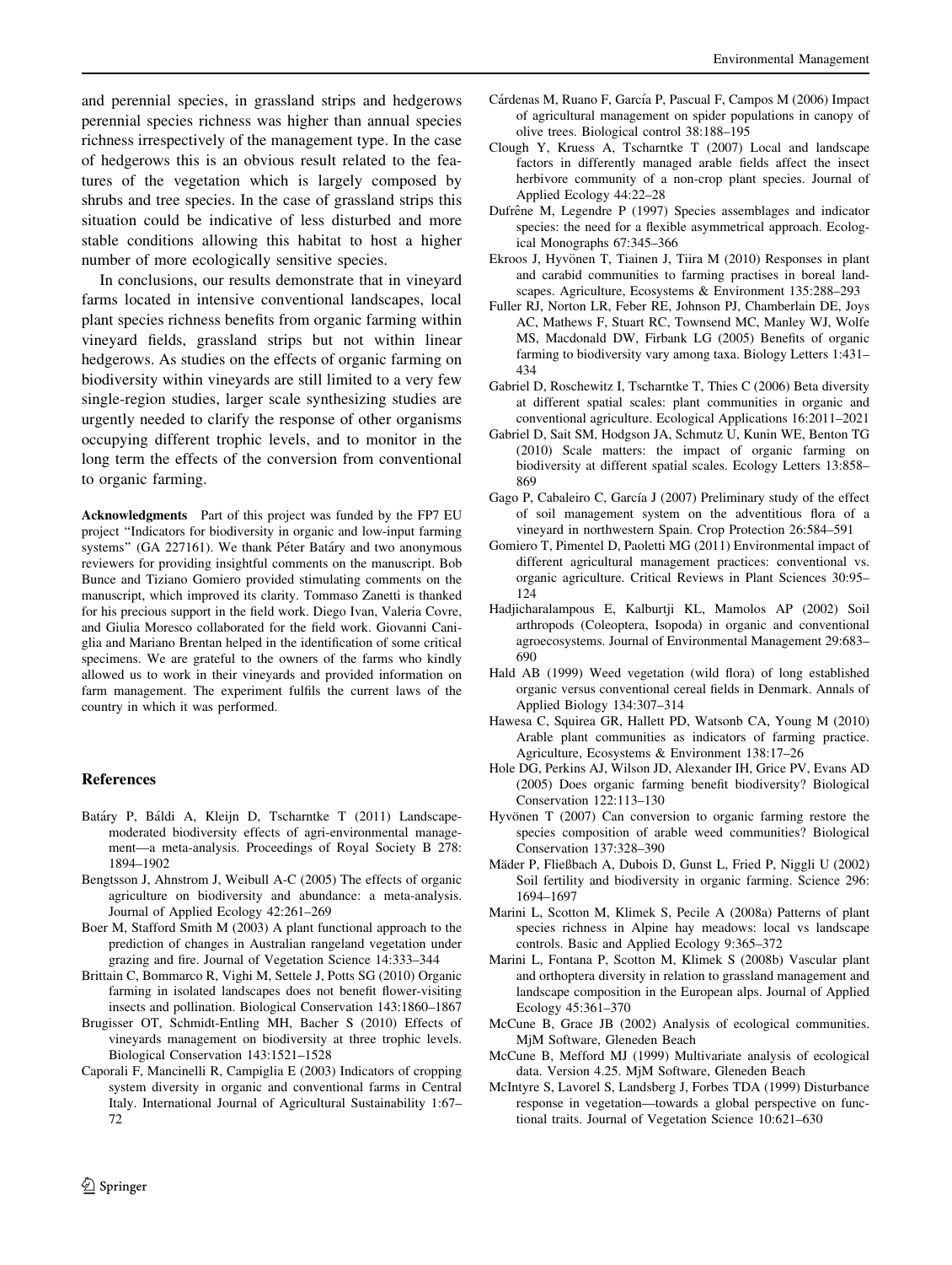and perennial species, in grassland strips and hedgerows perennial species richness was higher than annual species richness irrespectively of the management type. In the case of hedgerows this is an obvious result related to the features of the vegetation which is largely composed by shrubs and tree species. In the case of grassland strips this situation could be indicative of less disturbed and more stable conditions allowing this habitat to host a higher number of more ecologically sensitive species.

In conclusions, our results demonstrate that in vineyard farms located in intensive conventional landscapes, local plant species richness benefits from organic farming within vineyard fields, grassland strips but not within linear hedgerows. As studies on the effects of organic farming on biodiversity within vineyards are still limited to a very few single-region studies, larger scale synthesizing studies are urgently needed to clarify the response of other organisms occupying different trophic levels, and to monitor in the long term the effects of the conversion from conventional to organic farming.

**Acknowledgments** Part of this project was funded by the FP7 EU project "Indicators for biodiversity in organic and low-input farming systems" (GA 227161). We thank Péter Batáry and two anonymous reviewers for providing insightful comments on the manuscript. Bob Bunce and Tiziano Gomiero provided stimulating comments on the manuscript, which improved its clarity. Tommaso Zanetti is thanked for his precious support in the field work. Diego Ivan, Valeria Covre, and Giulia Moresco collaborated for the field work. Giovanni Caniglia and Mariano Brentan helped in the identification of some critical specimens. We are grateful to the owners of the farms who kindly allowed us to work in their vineyards and provided information on farm management. The experiment fulfils the current laws of the country in which it was performed.

## References

Batáry P, Báldi A, Kleijn D, Tscharntke T (2011) Landscape-moderated biodiversity effects of agri-environmental management—a meta-analysis. Proceedings of Royal Society B 278: 1894–1902

Bengtsson J, Ahnstrom J, Weibull A-C (2005) The effects of organic agriculture on biodiversity and abundance: a meta-analysis. Journal of Applied Ecology 42:261–269

Boer M, Stafford Smith M (2003) A plant functional approach to the prediction of changes in Australian rangeland vegetation under grazing and fire. Journal of Vegetation Science 14:333–344

Brittain C, Bommarco R, Vighi M, Settele J, Potts SG (2010) Organic farming in isolated landscapes does not benefit flower-visiting insects and pollination. Biological Conservation 143:1860–1867

Brugisser OT, Schmidt-Entling MH, Bacher S (2010) Effects of vineyards management on biodiversity at three trophic levels. Biological Conservation 143:1521–1528

Caporali F, Mancinelli R, Campiglia E (2003) Indicators of cropping system diversity in organic and conventional farms in Central Italy. International Journal of Agricultural Sustainability 1:67–72

Cárdenas M, Ruano F, García P, Pascual F, Campos M (2006) Impact of agricultural management on spider populations in canopy of olive trees. Biological control 38:188–195

Clough Y, Kruess A, Tscharntke T (2007) Local and landscape factors in differently managed arable fields affect the insect herbivore community of a non-crop plant species. Journal of Applied Ecology 44:22–28

Dufrêne M, Legendre P (1997) Species assemblages and indicator species: the need for a flexible asymmetrical approach. Ecological Monographs 67:345–366

Ekroos J, Hyvönen T, Tiainen J, Tiira M (2010) Responses in plant and carabid communities to farming practises in boreal landscapes. Agriculture, Ecosystems & Environment 135:288–293

Fuller RJ, Norton LR, Feber RE, Johnson PJ, Chamberlain DE, Joys AC, Mathews F, Stuart RC, Townsend MC, Manley WJ, Wolfe MS, Macdonald DW, Firbank LG (2005) Benefits of organic farming to biodiversity vary among taxa. Biology Letters 1:431–434

Gabriel D, Roschewitz I, Tscharntke T, Thies C (2006) Beta diversity at different spatial scales: plant communities in organic and conventional agriculture. Ecological Applications 16:2011–2021

Gabriel D, Sait SM, Hodgson JA, Schmutz U, Kunin WE, Benton TG (2010) Scale matters: the impact of organic farming on biodiversity at different spatial scales. Ecology Letters 13:858–869

Gago P, Cabaleiro C, García J (2007) Preliminary study of the effect of soil management system on the adventitious flora of a vineyard in northwestern Spain. Crop Protection 26:584–591

Gomiero T, Pimentel D, Paoletti MG (2011) Environmental impact of different agricultural management practices: conventional vs. organic agriculture. Critical Reviews in Plant Sciences 30:95–124

Hadjicharalampous E, Kalburtji KL, Mamolos AP (2002) Soil arthropods (Coleoptera, Isopoda) in organic and conventional agroecosystems. Journal of Environmental Management 29:683–690

Hald AB (1999) Weed vegetation (wild flora) of long established organic versus conventional cereal fields in Denmark. Annals of Applied Biology 134:307–314

Hawesa C, Squirea GR, Hallett PD, Watsonb CA, Young M (2010) Arable plant communities as indicators of farming practice. Agriculture, Ecosystems & Environment 138:17–26

Hole DG, Perkins AJ, Wilson JD, Alexander IH, Grice PV, Evans AD (2005) Does organic farming benefit biodiversity? Biological Conservation 122:113–130

Hyvönen T (2007) Can conversion to organic farming restore the species composition of arable weed communities? Biological Conservation 137:328–390

Mäder P, Fließbach A, Dubois D, Gunst L, Fried P, Niggli U (2002) Soil fertility and biodiversity in organic farming. Science 296: 1694–1697

Marini L, Scotton M, Klimek S, Pecile A (2008a) Patterns of plant species richness in Alpine hay meadows: local vs landscape controls. Basic and Applied Ecology 9:365–372

Marini L, Fontana P, Scotton M, Klimek S (2008b) Vascular plant and orthoptera diversity in relation to grassland management and landscape composition in the European alps. Journal of Applied Ecology 45:361–370

McCune B, Grace JB (2002) Analysis of ecological communities. MjM Software, Gleneden Beach

McCune B, Mefford MJ (1999) Multivariate analysis of ecological data. Version 4.25. MjM Software, Gleneden Beach

McIntyre S, Lavorel S, Landsberg J, Forbes TDA (1999) Disturbance response in vegetation—towards a global perspective on functional traits. Journal of Vegetation Science 10:621–630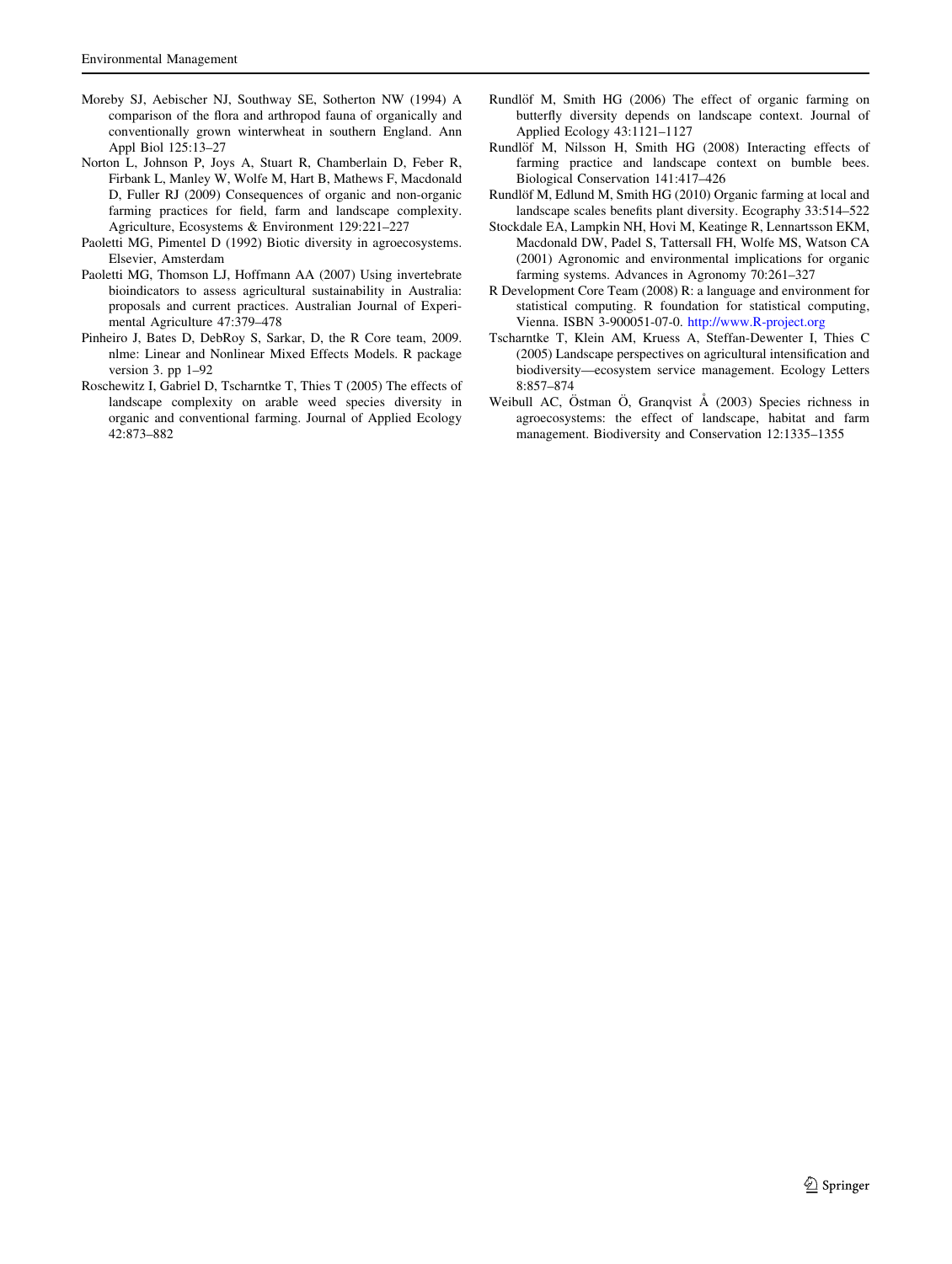Moreby SJ, Aebischer NJ, Southway SE, Sotherton NW (1994) A comparison of the flora and arthropod fauna of organically and conventionally grown winterwheat in southern England. Ann Appl Biol 125:13–27

Norton L, Johnson P, Joys A, Stuart R, Chamberlain D, Feber R, Firbank L, Manley W, Wolfe M, Hart B, Mathews F, Macdonald D, Fuller RJ (2009) Consequences of organic and non-organic farming practices for field, farm and landscape complexity. Agriculture, Ecosystems & Environment 129:221–227

Paoletti MG, Pimentel D (1992) Biotic diversity in agroecosystems. Elsevier, Amsterdam

Paoletti MG, Thomson LJ, Hoffmann AA (2007) Using invertebrate bioindicators to assess agricultural sustainability in Australia: proposals and current practices. Australian Journal of Experimental Agriculture 47:379–478

Pinheiro J, Bates D, DebRoy S, Sarkar, D, the R Core team, 2009. nlme: Linear and Nonlinear Mixed Effects Models. R package version 3. pp 1–92

Roschewitz I, Gabriel D, Tscharntke T, Thies T (2005) The effects of landscape complexity on arable weed species diversity in organic and conventional farming. Journal of Applied Ecology 42:873–882

Rundlöf M, Smith HG (2006) The effect of organic farming on butterfly diversity depends on landscape context. Journal of Applied Ecology 43:1121–1127

Rundlöf M, Nilsson H, Smith HG (2008) Interacting effects of farming practice and landscape context on bumble bees. Biological Conservation 141:417–426

Rundlöf M, Edlund M, Smith HG (2010) Organic farming at local and landscape scales benefits plant diversity. Ecography 33:514–522

Stockdale EA, Lampkin NH, Hovi M, Keatinge R, Lennartsson EKM, Macdonald DW, Padel S, Tattersall FH, Wolfe MS, Watson CA (2001) Agronomic and environmental implications for organic farming systems. Advances in Agronomy 70:261–327

R Development Core Team (2008) R: a language and environment for statistical computing. R foundation for statistical computing, Vienna. ISBN 3-900051-07-0. http://www.R-project.org

Tscharntke T, Klein AM, Kruess A, Steffan-Dewenter I, Thies C (2005) Landscape perspectives on agricultural intensification and biodiversity—ecosystem service management. Ecology Letters 8:857–874

Weibull AC, Östman Ö, Granqvist Å (2003) Species richness in agroecosystems: the effect of landscape, habitat and farm management. Biodiversity and Conservation 12:1335–1355